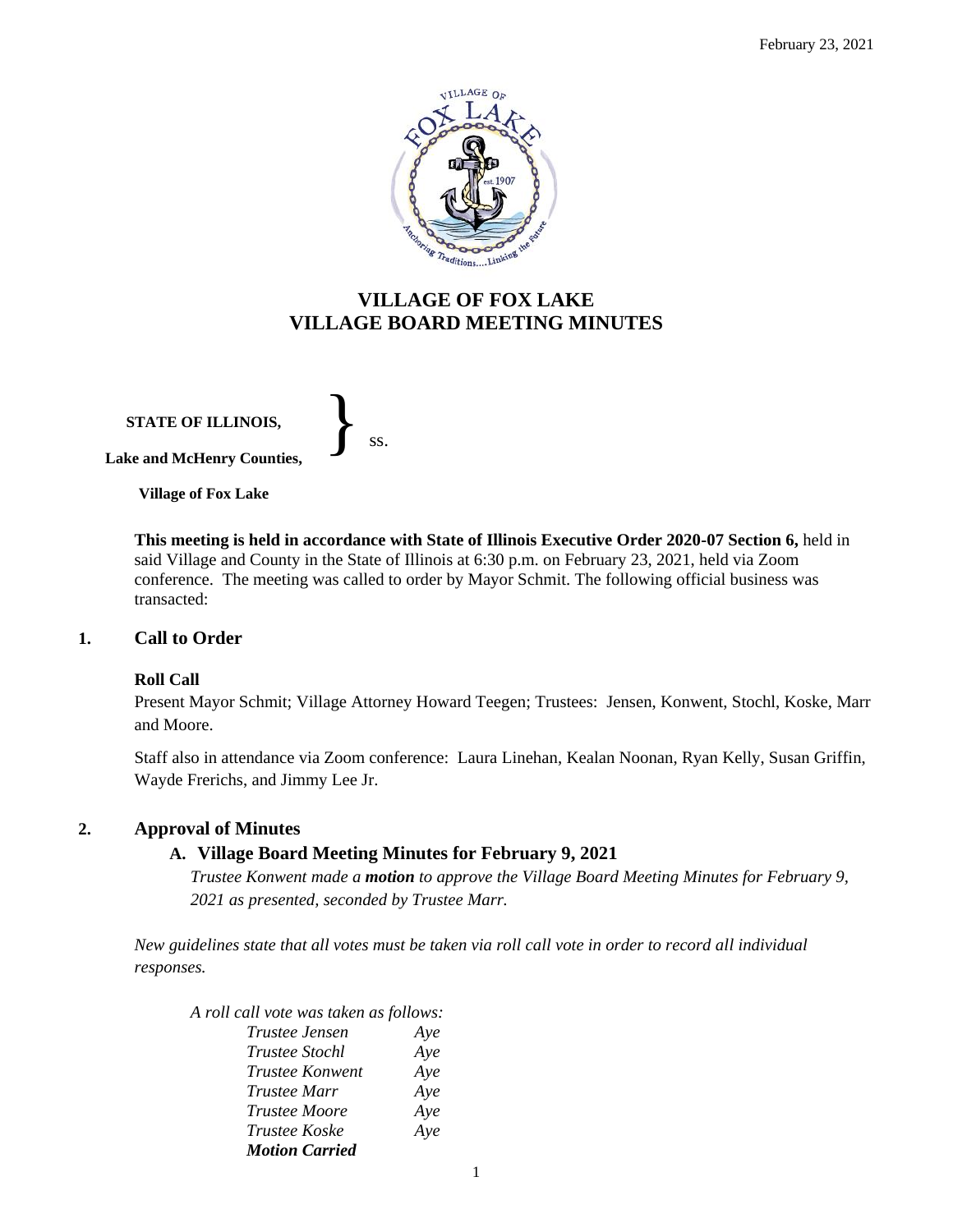February 23, 2021

# VILLAGE OF FOX LAKE
# VILLAGE BOARD MEETING MINUTES

**STATE OF ILLINOIS,**
**Lake and McHenry Counties,** } ss.
**Village of Fox Lake**

**This meeting is held in accordance with State of Illinois Executive Order 2020-07 Section 6,** held in said Village and County in the State of Illinois at 6:30 p.m. on February 23, 2021, held via Zoom conference. The meeting was called to order by Mayor Schmit. The following official business was transacted:

## 1. Call to Order

**Roll Call**

Present Mayor Schmit; Village Attorney Howard Teegen; Trustees: Jensen, Konwent, Stochl, Koske, Marr and Moore.

Staff also in attendance via Zoom conference: Laura Linehan, Kealan Noonan, Ryan Kelly, Susan Griffin, Wayde Frerichs, and Jimmy Lee Jr.

## 2. Approval of Minutes

### A. Village Board Meeting Minutes for February 9, 2021

*Trustee Konwent made a **motion** to approve the Village Board Meeting Minutes for February 9, 2021 as presented, seconded by Trustee Marr.*

*New guidelines state that all votes must be taken via roll call vote in order to record all individual responses.*

*A roll call vote was taken as follows:*

*Trustee Jensen Aye*
*Trustee Stochl Aye*
*Trustee Konwent Aye*
*Trustee Marr Aye*
*Trustee Moore Aye*
*Trustee Koske Aye*
***Motion Carried***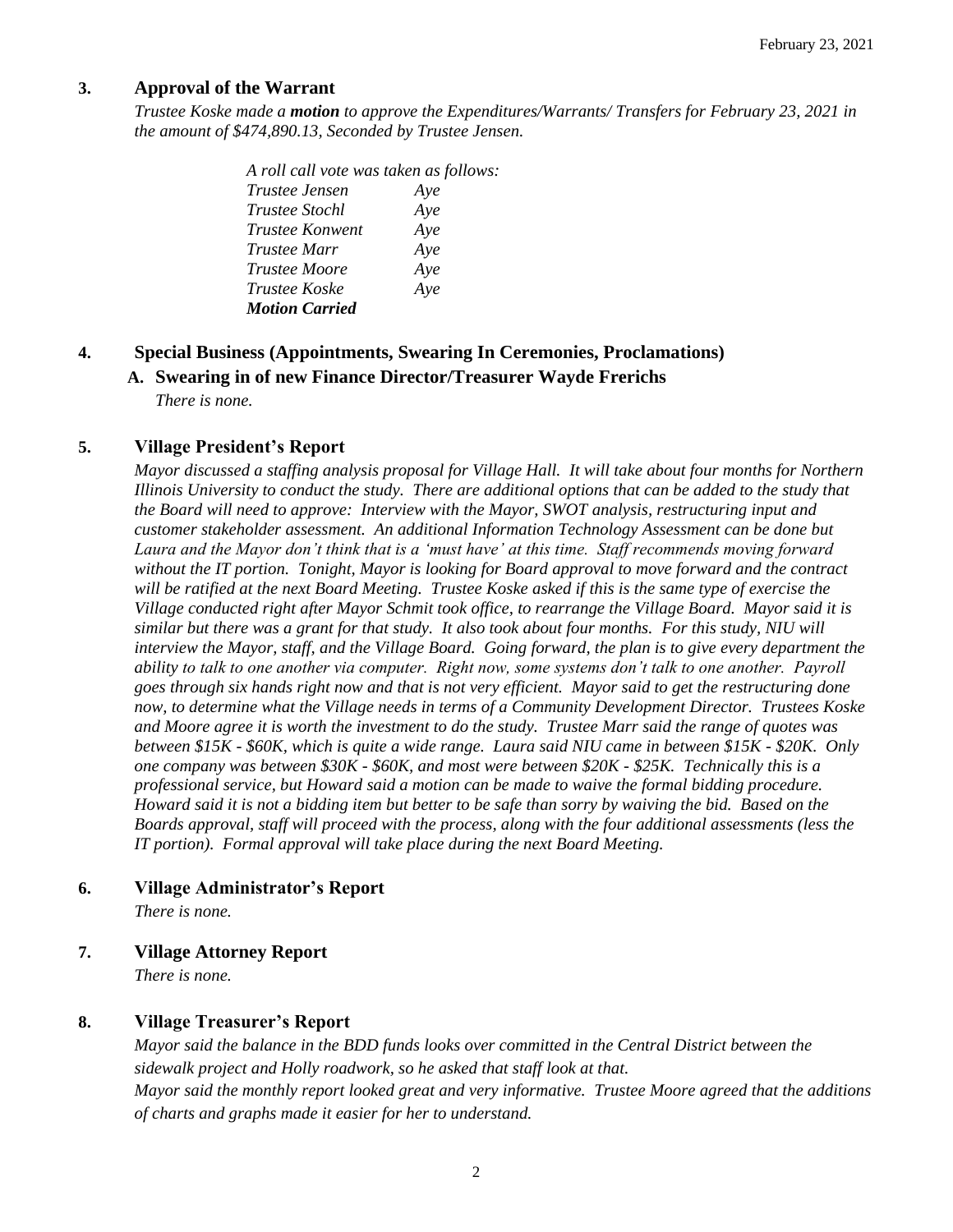## 3. Approval of the Warrant

*Trustee Koske made a **motion** to approve the Expenditures/Warrants/ Transfers for February 23, 2021 in the amount of $474,890.13, Seconded by Trustee Jensen.*

*A roll call vote was taken as follows:*

| | |
|---|---|
| *Trustee Jensen* | *Aye* |
| *Trustee Stochl* | *Aye* |
| *Trustee Konwent* | *Aye* |
| *Trustee Marr* | *Aye* |
| *Trustee Moore* | *Aye* |
| *Trustee Koske* | *Aye* |

***Motion Carried***

## 4. Special Business (Appointments, Swearing In Ceremonies, Proclamations)

### A. Swearing in of new Finance Director/Treasurer Wayde Frerichs

*There is none.*

## 5. Village President's Report

*Mayor discussed a staffing analysis proposal for Village Hall. It will take about four months for Northern Illinois University to conduct the study. There are additional options that can be added to the study that the Board will need to approve: Interview with the Mayor, SWOT analysis, restructuring input and customer stakeholder assessment. An additional Information Technology Assessment can be done but Laura and the Mayor don't think that is a 'must have' at this time. Staff recommends moving forward without the IT portion. Tonight, Mayor is looking for Board approval to move forward and the contract will be ratified at the next Board Meeting. Trustee Koske asked if this is the same type of exercise the Village conducted right after Mayor Schmit took office, to rearrange the Village Board. Mayor said it is similar but there was a grant for that study. It also took about four months. For this study, NIU will interview the Mayor, staff, and the Village Board. Going forward, the plan is to give every department the ability to talk to one another via computer. Right now, some systems don't talk to one another. Payroll goes through six hands right now and that is not very efficient. Mayor said to get the restructuring done now, to determine what the Village needs in terms of a Community Development Director. Trustees Koske and Moore agree it is worth the investment to do the study. Trustee Marr said the range of quotes was between $15K - $60K, which is quite a wide range. Laura said NIU came in between $15K - $20K. Only one company was between $30K - $60K, and most were between $20K - $25K. Technically this is a professional service, but Howard said a motion can be made to waive the formal bidding procedure. Howard said it is not a bidding item but better to be safe than sorry by waiving the bid. Based on the Boards approval, staff will proceed with the process, along with the four additional assessments (less the IT portion). Formal approval will take place during the next Board Meeting.*

## 6. Village Administrator's Report

*There is none.*

## 7. Village Attorney Report

*There is none.*

## 8. Village Treasurer's Report

*Mayor said the balance in the BDD funds looks over committed in the Central District between the sidewalk project and Holly roadwork, so he asked that staff look at that.*

*Mayor said the monthly report looked great and very informative. Trustee Moore agreed that the additions of charts and graphs made it easier for her to understand.*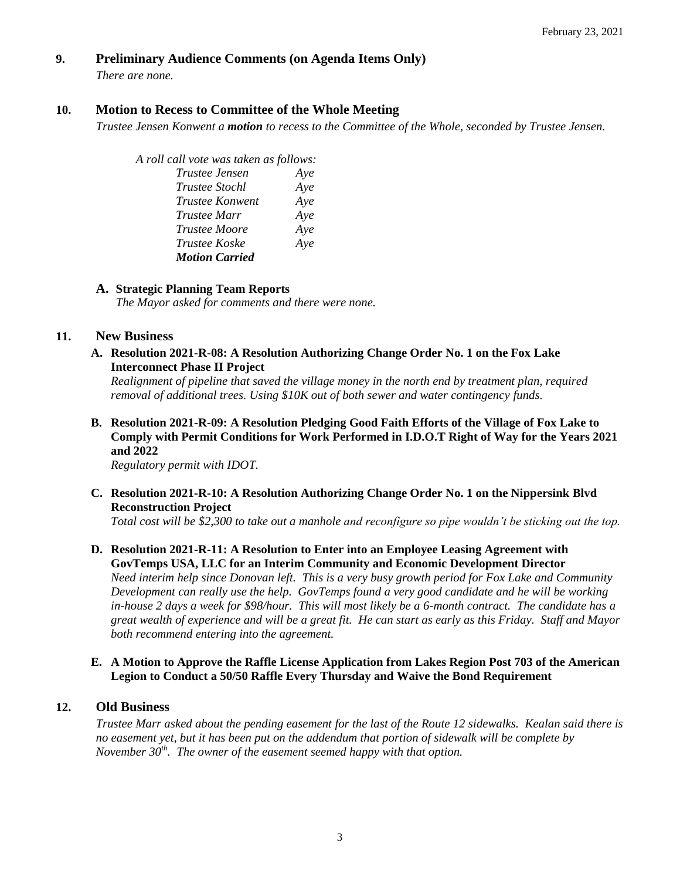## 9. Preliminary Audience Comments (on Agenda Items Only)

*There are none.*

## 10. Motion to Recess to Committee of the Whole Meeting

*Trustee Jensen Konwent a **motion** to recess to the Committee of the Whole, seconded by Trustee Jensen.*

*A roll call vote was taken as follows:*

| | |
|---|---|
| *Trustee Jensen* | *Aye* |
| *Trustee Stochl* | *Aye* |
| *Trustee Konwent* | *Aye* |
| *Trustee Marr* | *Aye* |
| *Trustee Moore* | *Aye* |
| *Trustee Koske* | *Aye* |
| ***Motion Carried*** | |

### A. Strategic Planning Team Reports

*The Mayor asked for comments and there were none.*

## 11. New Business

### A. Resolution 2021-R-08: A Resolution Authorizing Change Order No. 1 on the Fox Lake Interconnect Phase II Project

*Realignment of pipeline that saved the village money in the north end by treatment plan, required removal of additional trees. Using $10K out of both sewer and water contingency funds.*

### B. Resolution 2021-R-09: A Resolution Pledging Good Faith Efforts of the Village of Fox Lake to Comply with Permit Conditions for Work Performed in I.D.O.T Right of Way for the Years 2021 and 2022

*Regulatory permit with IDOT.*

### C. Resolution 2021-R-10: A Resolution Authorizing Change Order No. 1 on the Nippersink Blvd Reconstruction Project

*Total cost will be $2,300 to take out a manhole and reconfigure so pipe wouldn't be sticking out the top.*

### D. Resolution 2021-R-11: A Resolution to Enter into an Employee Leasing Agreement with GovTemps USA, LLC for an Interim Community and Economic Development Director

*Need interim help since Donovan left. This is a very busy growth period for Fox Lake and Community Development can really use the help. GovTemps found a very good candidate and he will be working in-house 2 days a week for $98/hour. This will most likely be a 6-month contract. The candidate has a great wealth of experience and will be a great fit. He can start as early as this Friday. Staff and Mayor both recommend entering into the agreement.*

### E. A Motion to Approve the Raffle License Application from Lakes Region Post 703 of the American Legion to Conduct a 50/50 Raffle Every Thursday and Waive the Bond Requirement

## 12. Old Business

*Trustee Marr asked about the pending easement for the last of the Route 12 sidewalks. Kealan said there is no easement yet, but it has been put on the addendum that portion of sidewalk will be complete by November 30th. The owner of the easement seemed happy with that option.*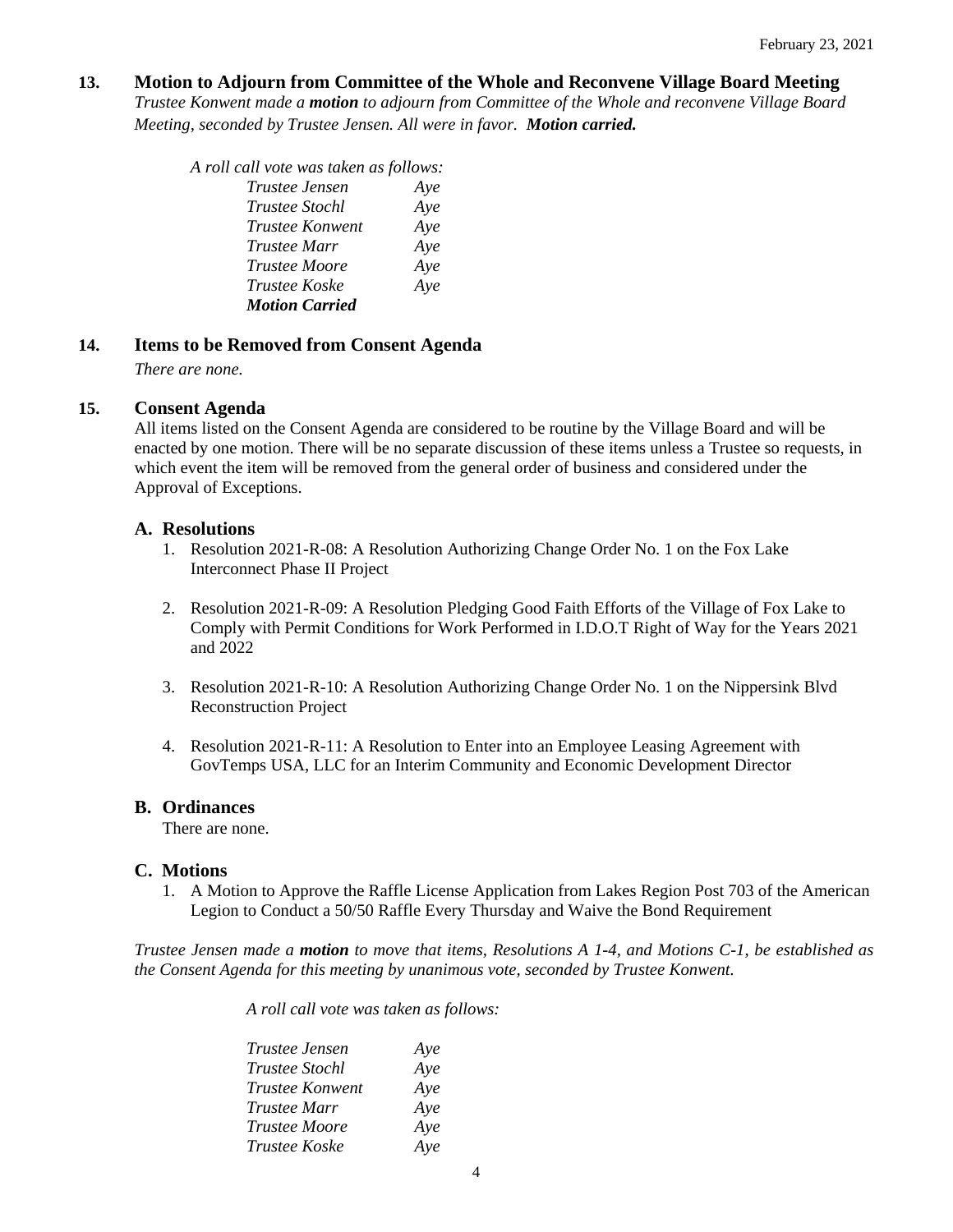## 13. Motion to Adjourn from Committee of the Whole and Reconvene Village Board Meeting

*Trustee Konwent made a **motion** to adjourn from Committee of the Whole and reconvene Village Board Meeting, seconded by Trustee Jensen. All were in favor. **Motion carried.***

*A roll call vote was taken as follows:*

| | |
|---|---|
| *Trustee Jensen* | *Aye* |
| *Trustee Stochl* | *Aye* |
| *Trustee Konwent* | *Aye* |
| *Trustee Marr* | *Aye* |
| *Trustee Moore* | *Aye* |
| *Trustee Koske* | *Aye* |

***Motion Carried***

## 14. Items to be Removed from Consent Agenda

*There are none.*

## 15. Consent Agenda

All items listed on the Consent Agenda are considered to be routine by the Village Board and will be enacted by one motion. There will be no separate discussion of these items unless a Trustee so requests, in which event the item will be removed from the general order of business and considered under the Approval of Exceptions.

### A. Resolutions

1. Resolution 2021-R-08: A Resolution Authorizing Change Order No. 1 on the Fox Lake Interconnect Phase II Project
2. Resolution 2021-R-09: A Resolution Pledging Good Faith Efforts of the Village of Fox Lake to Comply with Permit Conditions for Work Performed in I.D.O.T Right of Way for the Years 2021 and 2022
3. Resolution 2021-R-10: A Resolution Authorizing Change Order No. 1 on the Nippersink Blvd Reconstruction Project
4. Resolution 2021-R-11: A Resolution to Enter into an Employee Leasing Agreement with GovTemps USA, LLC for an Interim Community and Economic Development Director

### B. Ordinances

There are none.

### C. Motions

1. A Motion to Approve the Raffle License Application from Lakes Region Post 703 of the American Legion to Conduct a 50/50 Raffle Every Thursday and Waive the Bond Requirement

*Trustee Jensen made a **motion** to move that items, Resolutions A 1-4, and Motions C-1, be established as the Consent Agenda for this meeting by unanimous vote, seconded by Trustee Konwent.*

*A roll call vote was taken as follows:*

| | |
|---|---|
| *Trustee Jensen* | *Aye* |
| *Trustee Stochl* | *Aye* |
| *Trustee Konwent* | *Aye* |
| *Trustee Marr* | *Aye* |
| *Trustee Moore* | *Aye* |
| *Trustee Koske* | *Aye* |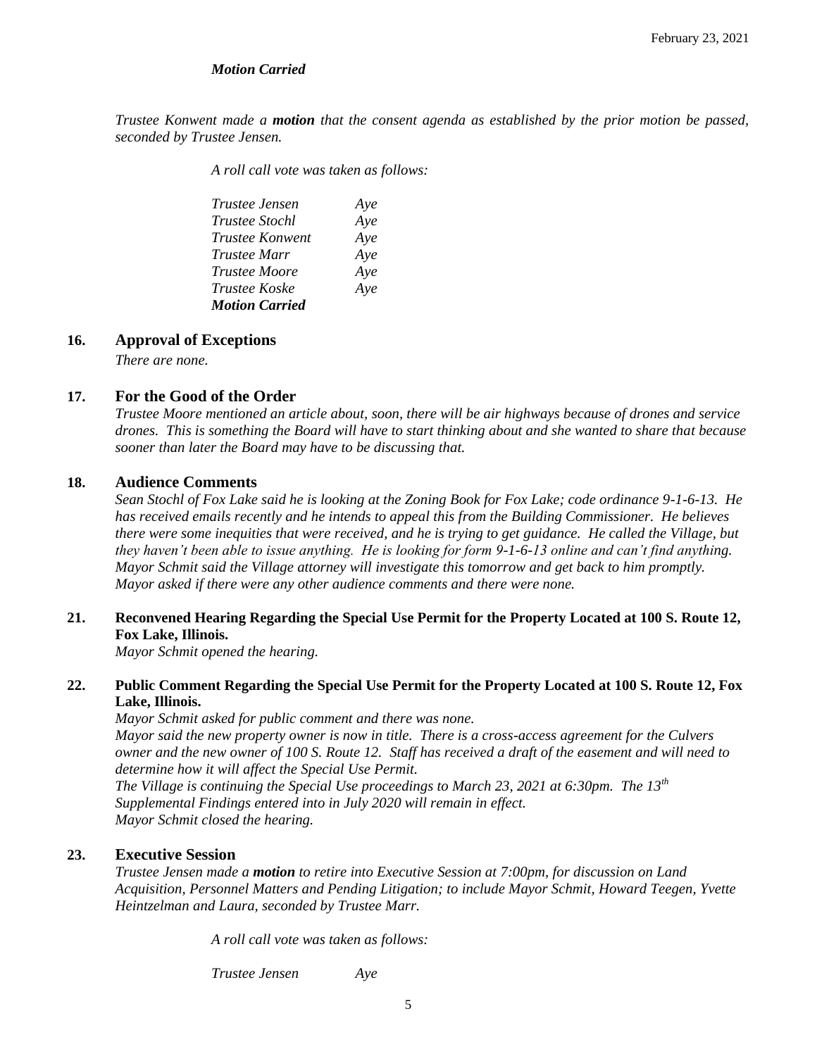*Motion Carried*

*Trustee Konwent made a **motion** that the consent agenda as established by the prior motion be passed, seconded by Trustee Jensen.*

*A roll call vote was taken as follows:*

*Trustee Jensen* *Aye*
*Trustee Stochl* *Aye*
*Trustee Konwent* *Aye*
*Trustee Marr* *Aye*
*Trustee Moore* *Aye*
*Trustee Koske* *Aye*
***Motion Carried***

## 16. Approval of Exceptions

*There are none.*

## 17. For the Good of the Order

*Trustee Moore mentioned an article about, soon, there will be air highways because of drones and service drones. This is something the Board will have to start thinking about and she wanted to share that because sooner than later the Board may have to be discussing that.*

## 18. Audience Comments

*Sean Stochl of Fox Lake said he is looking at the Zoning Book for Fox Lake; code ordinance 9-1-6-13. He has received emails recently and he intends to appeal this from the Building Commissioner. He believes there were some inequities that were received, and he is trying to get guidance. He called the Village, but they haven't been able to issue anything. He is looking for form 9-1-6-13 online and can't find anything. Mayor Schmit said the Village attorney will investigate this tomorrow and get back to him promptly. Mayor asked if there were any other audience comments and there were none.*

## 21. Reconvened Hearing Regarding the Special Use Permit for the Property Located at 100 S. Route 12, Fox Lake, Illinois.

*Mayor Schmit opened the hearing.*

## 22. Public Comment Regarding the Special Use Permit for the Property Located at 100 S. Route 12, Fox Lake, Illinois.

*Mayor Schmit asked for public comment and there was none.*
*Mayor said the new property owner is now in title. There is a cross-access agreement for the Culvers owner and the new owner of 100 S. Route 12. Staff has received a draft of the easement and will need to determine how it will affect the Special Use Permit.*
*The Village is continuing the Special Use proceedings to March 23, 2021 at 6:30pm. The 13th Supplemental Findings entered into in July 2020 will remain in effect.*
*Mayor Schmit closed the hearing.*

## 23. Executive Session

*Trustee Jensen made a **motion** to retire into Executive Session at 7:00pm, for discussion on Land Acquisition, Personnel Matters and Pending Litigation; to include Mayor Schmit, Howard Teegen, Yvette Heintzelman and Laura, seconded by Trustee Marr.*

*A roll call vote was taken as follows:*

*Trustee Jensen* *Aye*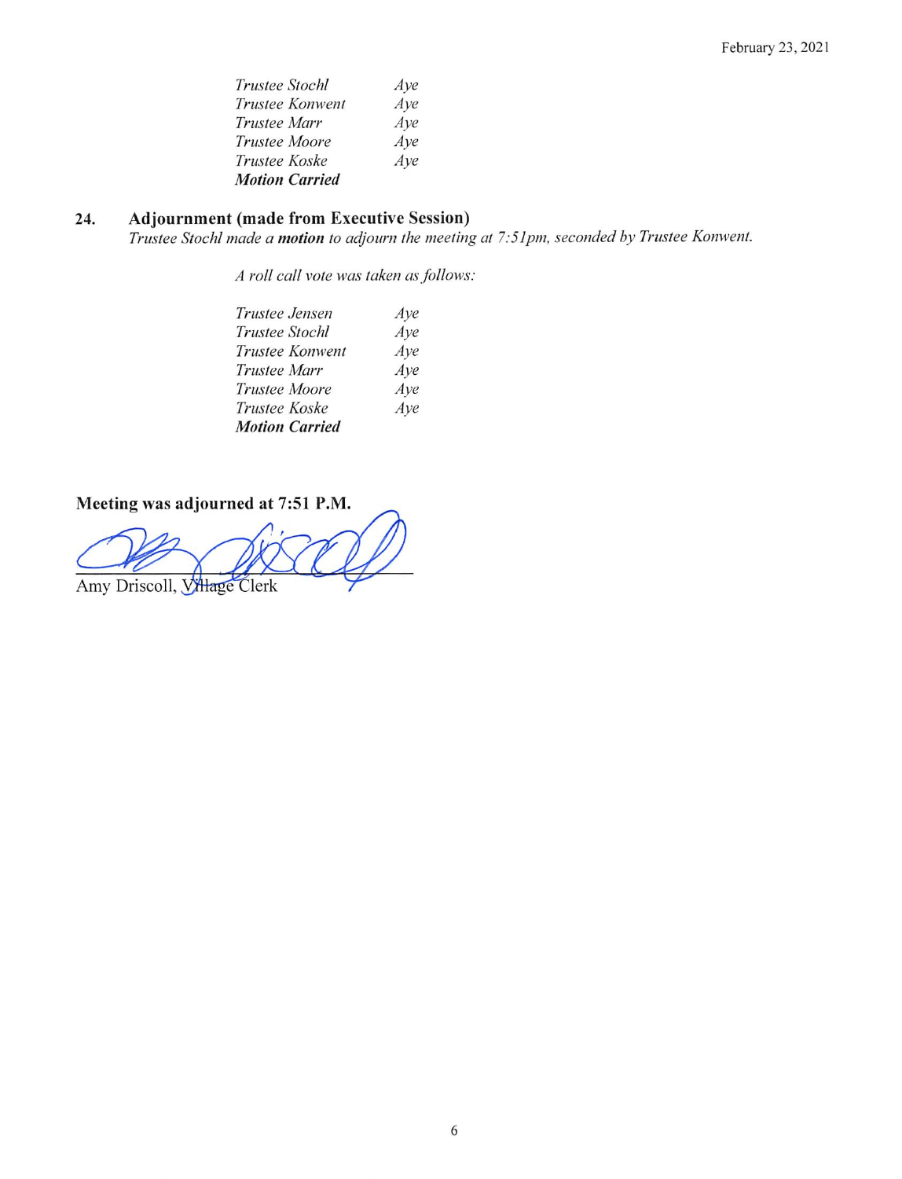| | |
|---|---|
| *Trustee Stochl* | *Aye* |
| *Trustee Konwent* | *Aye* |
| *Trustee Marr* | *Aye* |
| *Trustee Moore* | *Aye* |
| *Trustee Koske* | *Aye* |
| ***Motion Carried*** | |

## 24. Adjournment (made from Executive Session)

*Trustee Stochl made a* ***motion*** *to adjourn the meeting at 7:51pm, seconded by Trustee Konwent.*

*A roll call vote was taken as follows:*

| | |
|---|---|
| *Trustee Jensen* | *Aye* |
| *Trustee Stochl* | *Aye* |
| *Trustee Konwent* | *Aye* |
| *Trustee Marr* | *Aye* |
| *Trustee Moore* | *Aye* |
| *Trustee Koske* | *Aye* |
| ***Motion Carried*** | |

**Meeting was adjourned at 7:51 P.M.**

Amy Driscoll, Village Clerk